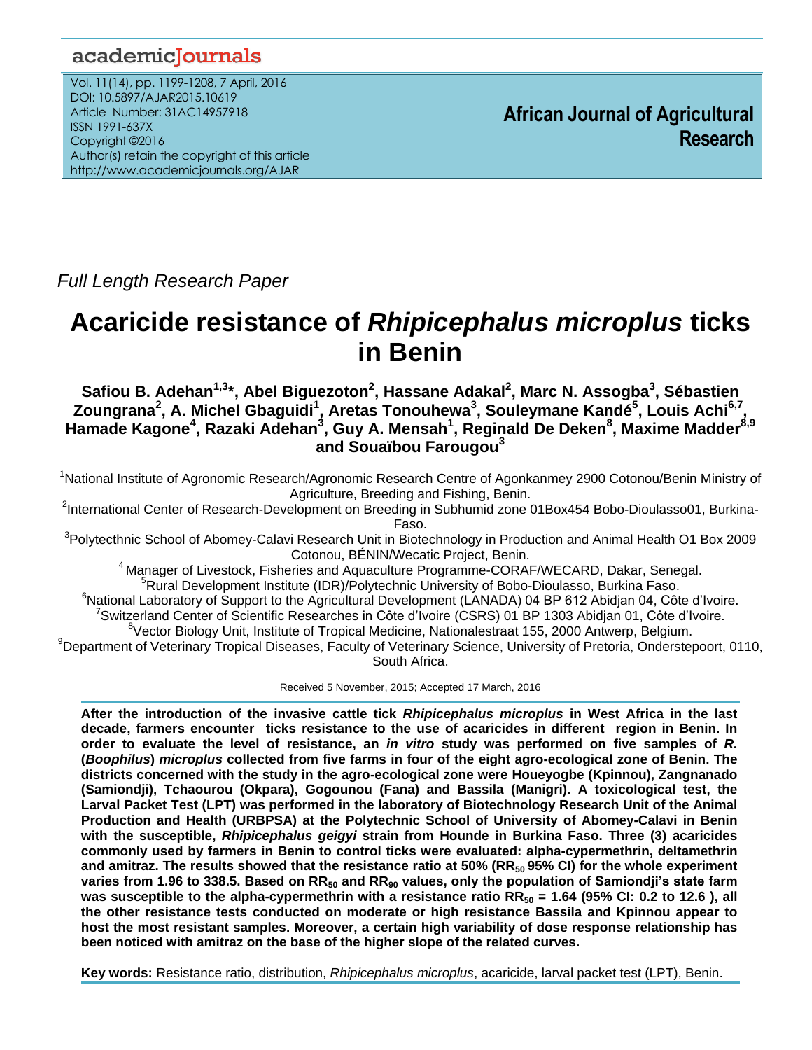Full Length Research Paper

# Acaricide resistance of *Rhipicephalus microplus* ticks in Benin

**Safiou B. Adehan[1,3]\*, Abel Biguezoton[2], Hassane Adakal[2], Marc N. Assogba[3], Sébastien Zoungrana[2], A. Michel Gbaguidi[1], Aretas Tonouhewa[3], Souleymane Kandé[5], Louis Achi[6,7], Hamade Kagone[4], Razaki Adehan[3], Guy A. Mensah[1], Reginald De Deken[8], Maxime Madder[8,9] and Souaïbou Farougou[3]**

[1]National Institute of Agronomic Research/Agronomic Research Centre of Agonkanmey 2900 Cotonou/Benin Ministry of Agriculture, Breeding and Fishing, Benin.

[2]International Center of Research-Development on Breeding in Subhumid zone 01Box454 Bobo-Dioulasso01, Burkina-Faso.

[3]Polytecthnic School of Abomey-Calavi Research Unit in Biotechnology in Production and Animal Health O1 Box 2009 Cotonou, BÉNIN/Wecatic Project, Benin.

[4]Manager of Livestock, Fisheries and Aquaculture Programme-CORAF/WECARD, Dakar, Senegal.

[5]Rural Development Institute (IDR)/Polytechnic University of Bobo-Dioulasso, Burkina Faso.

[6]National Laboratory of Support to the Agricultural Development (LANADA) 04 BP 612 Abidjan 04, Côte d'Ivoire.

[7]Switzerland Center of Scientific Researches in Côte d'Ivoire (CSRS) 01 BP 1303 Abidjan 01, Côte d'Ivoire.

[8]Vector Biology Unit, Institute of Tropical Medicine, Nationalestraat 155, 2000 Antwerp, Belgium.

[9]Department of Veterinary Tropical Diseases, Faculty of Veterinary Science, University of Pretoria, Onderstepoort, 0110, South Africa.

Received 5 November, 2015; Accepted 17 March, 2016

**After the introduction of the invasive cattle tick *Rhipicephalus microplus* in West Africa in the last decade, farmers encounter ticks resistance to the use of acaricides in different region in Benin. In order to evaluate the level of resistance, an *in vitro* study was performed on five samples of *R.* (*Boophilus*) *microplus* collected from five farms in four of the eight agro-ecological zone of Benin. The districts concerned with the study in the agro-ecological zone were Houeyogbe (Kpinnou), Zangnanado (Samiondji), Tchaourou (Okpara), Gogounou (Fana) and Bassila (Manigri). A toxicological test, the Larval Packet Test (LPT) was performed in the laboratory of Biotechnology Research Unit of the Animal Production and Health (URBPSA) at the Polytechnic School of University of Abomey-Calavi in Benin with the susceptible, *Rhipicephalus geigyi* strain from Hounde in Burkina Faso. Three (3) acaricides commonly used by farmers in Benin to control ticks were evaluated: alpha-cypermethrin, deltamethrin and amitraz. The results showed that the resistance ratio at 50% ($RR_{50}$ 95% CI) for the whole experiment varies from 1.96 to 338.5. Based on $RR_{50}$ and $RR_{90}$ values, only the population of Samiondji's state farm was susceptible to the alpha-cypermethrin with a resistance ratio $RR_{50}$ = 1.64 (95% CI: 0.2 to 12.6 ), all the other resistance tests conducted on moderate or high resistance Bassila and Kpinnou appear to host the most resistant samples. Moreover, a certain high variability of dose response relationship has been noticed with amitraz on the base of the higher slope of the related curves.**

**Key words:** Resistance ratio, distribution, *Rhipicephalus microplus*, acaricide, larval packet test (LPT), Benin.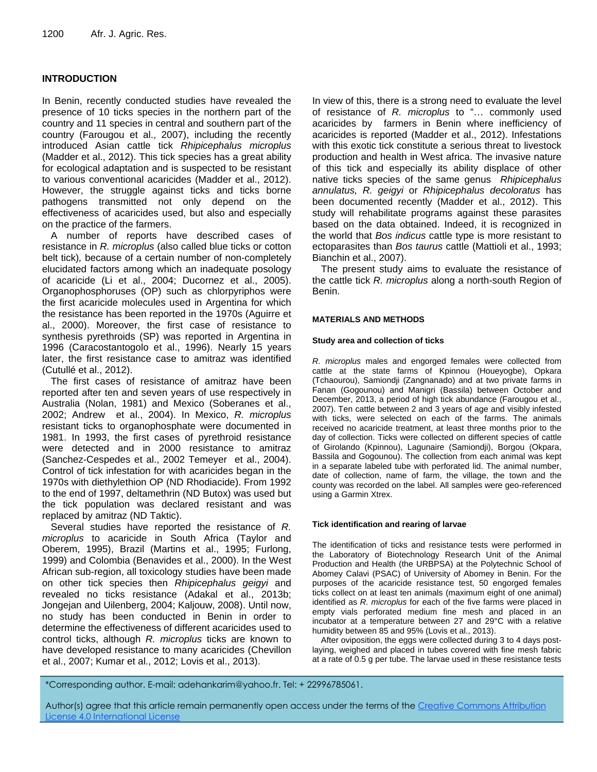## INTRODUCTION

In Benin, recently conducted studies have revealed the presence of 10 ticks species in the northern part of the country and 11 species in central and southern part of the country (Farougou et al., 2007), including the recently introduced Asian cattle tick *Rhipicephalus microplus* (Madder et al., 2012). This tick species has a great ability for ecological adaptation and is suspected to be resistant to various conventional acaricides (Madder et al., 2012). However, the struggle against ticks and ticks borne pathogens transmitted not only depend on the effectiveness of acaricides used, but also and especially on the practice of the farmers.

A number of reports have described cases of resistance in *R. microplus* (also called blue ticks or cotton belt tick), because of a certain number of non-completely elucidated factors among which an inadequate posology of acaricide (Li et al., 2004; Ducornez et al., 2005). Organophosphoruses (OP) such as chlorpyriphos were the first acaricide molecules used in Argentina for which the resistance has been reported in the 1970s (Aguirre et al., 2000). Moreover, the first case of resistance to synthesis pyrethroids (SP) was reported in Argentina in 1996 (Caracostantogolo et al., 1996). Nearly 15 years later, the first resistance case to amitraz was identified (Cutullé et al., 2012).

The first cases of resistance of amitraz have been reported after ten and seven years of use respectively in Australia (Nolan, 1981) and Mexico (Soberanes et al., 2002; Andrew et al., 2004). In Mexico, *R. microplus* resistant ticks to organophosphate were documented in 1981. In 1993, the first cases of pyrethroid resistance were detected and in 2000 resistance to amitraz (Sanchez-Cespedes et al., 2002 Temeyer et al., 2004). Control of tick infestation for with acaricides began in the 1970s with diethylethion OP (ND Rhodiacide). From 1992 to the end of 1997, deltamethrin (ND Butox) was used but the tick population was declared resistant and was replaced by amitraz (ND Taktic).

Several studies have reported the resistance of *R. microplus* to acaricide in South Africa (Taylor and Oberem, 1995), Brazil (Martins et al., 1995; Furlong, 1999) and Colombia (Benavides et al., 2000). In the West African sub-region, all toxicology studies have been made on other tick species then *Rhipicephalus geigyi* and revealed no ticks resistance (Adakal et al., 2013b; Jongejan and Uilenberg, 2004; Kaljouw, 2008). Until now, no study has been conducted in Benin in order to determine the effectiveness of different acaricides used to control ticks, although *R. microplus* ticks are known to have developed resistance to many acaricides (Chevillon et al., 2007; Kumar et al., 2012; Lovis et al., 2013).

In view of this, there is a strong need to evaluate the level of resistance of *R. microplus* to "… commonly used acaricides by farmers in Benin where inefficiency of acaricides is reported (Madder et al., 2012). Infestations with this exotic tick constitute a serious threat to livestock production and health in West africa. The invasive nature of this tick and especially its ability displace of other native ticks species of the same genus *Rhipicephalus annulatus, R. geigyi* or *Rhipicephalus decoloratus* has been documented recently (Madder et al., 2012). This study will rehabilitate programs against these parasites based on the data obtained. Indeed, it is recognized in the world that *Bos indicus* cattle type is more resistant to ectoparasites than *Bos taurus* cattle (Mattioli et al., 1993; Bianchin et al., 2007).

The present study aims to evaluate the resistance of the cattle tick *R. microplus* along a north-south Region of Benin.

## MATERIALS AND METHODS

### Study area and collection of ticks

*R. microplus* males and engorged females were collected from cattle at the state farms of Kpinnou (Houeyogbe), Opkara (Tchaourou), Samiondji (Zangnanado) and at two private farms in Fanan (Gogounou) and Manigri (Bassila) between October and December, 2013, a period of high tick abundance (Farougou et al., 2007). Ten cattle between 2 and 3 years of age and visibly infested with ticks, were selected on each of the farms. The animals received no acaricide treatment, at least three months prior to the day of collection. Ticks were collected on different species of cattle of Girolando (Kpinnou), Lagunaire (Samiondji), Borgou (Okpara, Bassila and Gogounou). The collection from each animal was kept in a separate labeled tube with perforated lid. The animal number, date of collection, name of farm, the village, the town and the county was recorded on the label. All samples were geo-referenced using a Garmin Xtrex.

### Tick identification and rearing of larvae

The identification of ticks and resistance tests were performed in the Laboratory of Biotechnology Research Unit of the Animal Production and Health (the URBPSA) at the Polytechnic School of Abomey Calavi (PSAC) of University of Abomey in Benin. For the purposes of the acaricide resistance test, 50 engorged females ticks collect on at least ten animals (maximum eight of one animal) identified as *R. microplus* for each of the five farms were placed in empty vials perforated medium fine mesh and placed in an incubator at a temperature between 27 and 29°C with a relative humidity between 85 and 95% (Lovis et al., 2013).

After oviposition, the eggs were collected during 3 to 4 days post-laying, weighed and placed in tubes covered with fine mesh fabric at a rate of 0.5 g per tube. The larvae used in these resistance tests

*Corresponding author. E-mail: adehankarim@yahoo.fr. Tel: + 22996785061.

Author(s) agree that this article remain permanently open access under the terms of the Creative Commons Attribution License 4.0 International License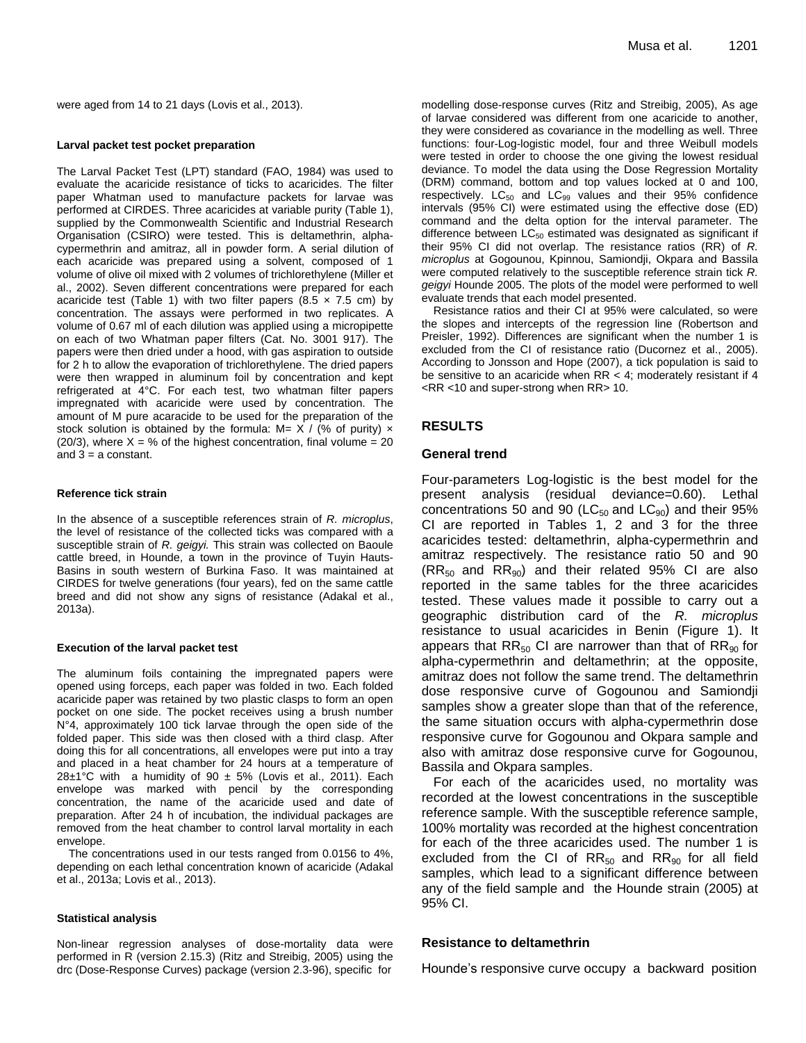were aged from 14 to 21 days (Lovis et al., 2013).

### Larval packet test pocket preparation

The Larval Packet Test (LPT) standard (FAO, 1984) was used to evaluate the acaricide resistance of ticks to acaricides. The filter paper Whatman used to manufacture packets for larvae was performed at CIRDES. Three acaricides at variable purity (Table 1), supplied by the Commonwealth Scientific and Industrial Research Organisation (CSIRO) were tested. This is deltamethrin, alpha-cypermethrin and amitraz, all in powder form. A serial dilution of each acaricide was prepared using a solvent, composed of 1 volume of olive oil mixed with 2 volumes of trichlorethylene (Miller et al., 2002). Seven different concentrations were prepared for each acaricide test (Table 1) with two filter papers (8.5 × 7.5 cm) by concentration. The assays were performed in two replicates. A volume of 0.67 ml of each dilution was applied using a micropipette on each of two Whatman paper filters (Cat. No. 3001 917). The papers were then dried under a hood, with gas aspiration to outside for 2 h to allow the evaporation of trichlorethylene. The dried papers were then wrapped in aluminum foil by concentration and kept refrigerated at 4°C. For each test, two whatman filter papers impregnated with acaricide were used by concentration. The amount of M pure acaracide to be used for the preparation of the stock solution is obtained by the formula: M= X / (% of purity) × (20/3), where X = % of the highest concentration, final volume = 20 and 3 = a constant.

### Reference tick strain

In the absence of a susceptible references strain of *R. microplus*, the level of resistance of the collected ticks was compared with a susceptible strain of *R. geigyi.* This strain was collected on Baoule cattle breed, in Hounde, a town in the province of Tuyin Hauts-Basins in south western of Burkina Faso. It was maintained at CIRDES for twelve generations (four years), fed on the same cattle breed and did not show any signs of resistance (Adakal et al., 2013a).

### Execution of the larval packet test

The aluminum foils containing the impregnated papers were opened using forceps, each paper was folded in two. Each folded acaricide paper was retained by two plastic clasps to form an open pocket on one side. The pocket receives using a brush number N°4, approximately 100 tick larvae through the open side of the folded paper. This side was then closed with a third clasp. After doing this for all concentrations, all envelopes were put into a tray and placed in a heat chamber for 24 hours at a temperature of 28±1°C with a humidity of 90 ± 5% (Lovis et al., 2011). Each envelope was marked with pencil by the corresponding concentration, the name of the acaricide used and date of preparation. After 24 h of incubation, the individual packages are removed from the heat chamber to control larval mortality in each envelope.

The concentrations used in our tests ranged from 0.0156 to 4%, depending on each lethal concentration known of acaricide (Adakal et al., 2013a; Lovis et al., 2013).

### Statistical analysis

Non-linear regression analyses of dose-mortality data were performed in R (version 2.15.3) (Ritz and Streibig, 2005) using the drc (Dose-Response Curves) package (version 2.3-96), specific for modelling dose-response curves (Ritz and Streibig, 2005), As age of larvae considered was different from one acaricide to another, they were considered as covariance in the modelling as well. Three functions: four-Log-logistic model, four and three Weibull models were tested in order to choose the one giving the lowest residual deviance. To model the data using the Dose Regression Mortality (DRM) command, bottom and top values locked at 0 and 100, respectively. $LC_{50}$ and $LC_{99}$ values and their 95% confidence intervals (95% CI) were estimated using the effective dose (ED) command and the delta option for the interval parameter. The difference between $LC_{50}$ estimated was designated as significant if their 95% CI did not overlap. The resistance ratios (RR) of *R. microplus* at Gogounou, Kpinnou, Samiondji, Okpara and Bassila were computed relatively to the susceptible reference strain tick *R. geigyi* Hounde 2005. The plots of the model were performed to well evaluate trends that each model presented.

Resistance ratios and their CI at 95% were calculated, so were the slopes and intercepts of the regression line (Robertson and Preisler, 1992). Differences are significant when the number 1 is excluded from the CI of resistance ratio (Ducornez et al., 2005). According to Jonsson and Hope (2007), a tick population is said to be sensitive to an acaricide when RR < 4; moderately resistant if 4 <RR <10 and super-strong when RR> 10.

## RESULTS

### General trend

Four-parameters Log-logistic is the best model for the present analysis (residual deviance=0.60). Lethal concentrations 50 and 90 ($LC_{50}$ and $LC_{90}$) and their 95% CI are reported in Tables 1, 2 and 3 for the three acaricides tested: deltamethrin, alpha-cypermethrin and amitraz respectively. The resistance ratio 50 and 90 ($RR_{50}$ and $RR_{90}$) and their related 95% CI are also reported in the same tables for the three acaricides tested. These values made it possible to carry out a geographic distribution card of the *R. microplus* resistance to usual acaricides in Benin (Figure 1). It appears that $RR_{50}$ CI are narrower than that of $RR_{90}$ for alpha-cypermethrin and deltamethrin; at the opposite, amitraz does not follow the same trend. The deltamethrin dose responsive curve of Gogounou and Samiondji samples show a greater slope than that of the reference, the same situation occurs with alpha-cypermethrin dose responsive curve for Gogounou and Okpara sample and also with amitraz dose responsive curve for Gogounou, Bassila and Okpara samples.

For each of the acaricides used, no mortality was recorded at the lowest concentrations in the susceptible reference sample. With the susceptible reference sample, 100% mortality was recorded at the highest concentration for each of the three acaricides used. The number 1 is excluded from the CI of $RR_{50}$ and $RR_{90}$ for all field samples, which lead to a significant difference between any of the field sample and the Hounde strain (2005) at 95% CI.

### Resistance to deltamethrin

Hounde's responsive curve occupy a backward position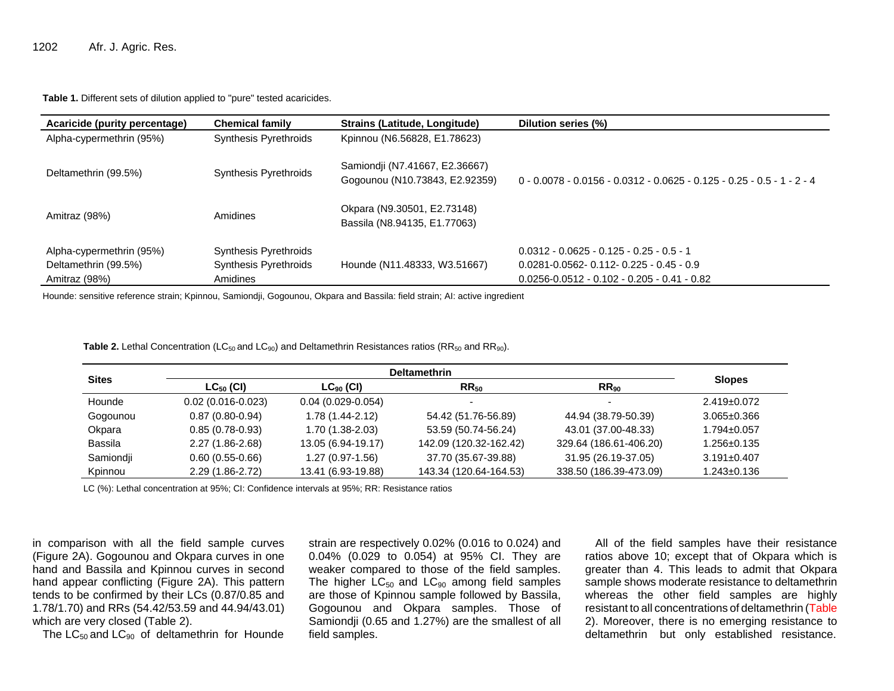**Table 1.** Different sets of dilution applied to "pure" tested acaricides.

| Acaricide (purity percentage) | Chemical family | Strains (Latitude, Longitude) | Dilution series (%) |
|---|---|---|---|
| Alpha-cypermethrin (95%) | Synthesis Pyrethroids | Kpinnou (N6.56828, E1.78623) | |
| Deltamethrin (99.5%) | Synthesis Pyrethroids | Samiondji (N7.41667, E2.36667) Gogounou (N10.73843, E2.92359) | 0 - 0.0078 - 0.0156 - 0.0312 - 0.0625 - 0.125 - 0.25 - 0.5 - 1 - 2 - 4 |
| Amitraz (98%) | Amidines | Okpara (N9.30501, E2.73148) Bassila (N8.94135, E1.77063) | |
| Alpha-cypermethrin (95%) | Synthesis Pyrethroids | Hounde (N11.48333, W3.51667) | 0.0312 - 0.0625 - 0.125 - 0.25 - 0.5 - 1 |
| Deltamethrin (99.5%) | Synthesis Pyrethroids | | 0.0281-0.0562- 0.112- 0.225 - 0.45 - 0.9 |
| Amitraz (98%) | Amidines | | 0.0256-0.0512 - 0.102 - 0.205 - 0.41 - 0.82 |

Hounde: sensitive reference strain; Kpinnou, Samiondji, Gogounou, Okpara and Bassila: field strain; AI: active ingredient

**Table 2.** Lethal Concentration ($LC_{50}$ and $LC_{90}$) and Deltamethrin Resistances ratios ($RR_{50}$ and $RR_{90}$).

| Sites | Deltamethrin | | | | Slopes |
|---|---|---|---|---|---|
| | $LC_{50}$ (CI) | $LC_{90}$ (CI) | $RR_{50}$ | $RR_{90}$ | |
| Hounde | 0.02 (0.016-0.023) | 0.04 (0.029-0.054) | - | - | 2.419±0.072 |
| Gogounou | 0.87 (0.80-0.94) | 1.78 (1.44-2.12) | 54.42 (51.76-56.89) | 44.94 (38.79-50.39) | 3.065±0.366 |
| Okpara | 0.85 (0.78-0.93) | 1.70 (1.38-2.03) | 53.59 (50.74-56.24) | 43.01 (37.00-48.33) | 1.794±0.057 |
| Bassila | 2.27 (1.86-2.68) | 13.05 (6.94-19.17) | 142.09 (120.32-162.42) | 329.64 (186.61-406.20) | 1.256±0.135 |
| Samiondji | 0.60 (0.55-0.66) | 1.27 (0.97-1.56) | 37.70 (35.67-39.88) | 31.95 (26.19-37.05) | 3.191±0.407 |
| Kpinnou | 2.29 (1.86-2.72) | 13.41 (6.93-19.88) | 143.34 (120.64-164.53) | 338.50 (186.39-473.09) | 1.243±0.136 |

LC (%): Lethal concentration at 95%; CI: Confidence intervals at 95%; RR: Resistance ratios

in comparison with all the field sample curves (Figure 2A). Gogounou and Okpara curves in one hand and Bassila and Kpinnou curves in second hand appear conflicting (Figure 2A). This pattern tends to be confirmed by their LCs (0.87/0.85 and 1.78/1.70) and RRs (54.42/53.59 and 44.94/43.01) which are very closed (Table 2).

The $LC_{50}$ and $LC_{90}$ of deltamethrin for Hounde strain are respectively 0.02% (0.016 to 0.024) and 0.04% (0.029 to 0.054) at 95% CI. They are weaker compared to those of the field samples. The higher $LC_{50}$ and $LC_{90}$ among field samples are those of Kpinnou sample followed by Bassila, Gogounou and Okpara samples. Those of Samiondji (0.65 and 1.27%) are the smallest of all field samples.

All of the field samples have their resistance ratios above 10; except that of Okpara which is greater than 4. This leads to admit that Okpara sample shows moderate resistance to deltamethrin whereas the other field samples are highly resistant to all concentrations of deltamethrin (Table 2). Moreover, there is no emerging resistance to deltamethrin but only established resistance.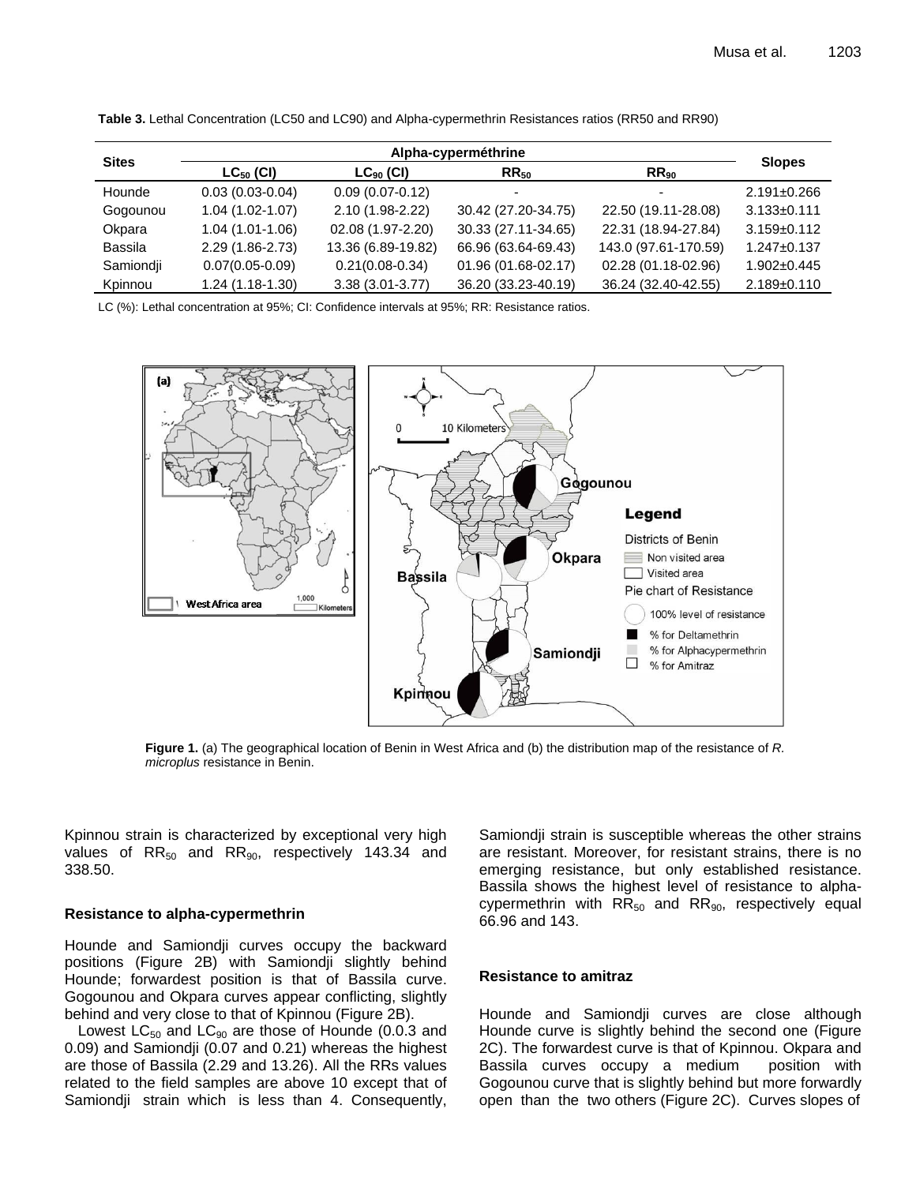**Table 3.** Lethal Concentration (LC50 and LC90) and Alpha-cypermethrin Resistances ratios (RR50 and RR90)

| Sites | Alpha-cyperméthrine | | | | Slopes |
|---|---|---|---|---|---|
| | $LC_{50}$ (CI) | $LC_{90}$ (CI) | $RR_{50}$ | $RR_{90}$ | |
| Hounde | 0.03 (0.03-0.04) | 0.09 (0.07-0.12) | - | - | 2.191±0.266 |
| Gogounou | 1.04 (1.02-1.07) | 2.10 (1.98-2.22) | 30.42 (27.20-34.75) | 22.50 (19.11-28.08) | 3.133±0.111 |
| Okpara | 1.04 (1.01-1.06) | 02.08 (1.97-2.20) | 30.33 (27.11-34.65) | 22.31 (18.94-27.84) | 3.159±0.112 |
| Bassila | 2.29 (1.86-2.73) | 13.36 (6.89-19.82) | 66.96 (63.64-69.43) | 143.0 (97.61-170.59) | 1.247±0.137 |
| Samiondji | 0.07(0.05-0.09) | 0.21(0.08-0.34) | 01.96 (01.68-02.17) | 02.28 (01.18-02.96) | 1.902±0.445 |
| Kpinnou | 1.24 (1.18-1.30) | 3.38 (3.01-3.77) | 36.20 (33.23-40.19) | 36.24 (32.40-42.55) | 2.189±0.110 |

LC (%): Lethal concentration at 95%; CI: Confidence intervals at 95%; RR: Resistance ratios.

**Figure 1.** (a) The geographical location of Benin in West Africa and (b) the distribution map of the resistance of *R. microplus* resistance in Benin.

Kpinnou strain is characterized by exceptional very high values of $RR_{50}$ and $RR_{90}$, respectively 143.34 and 338.50.

### Resistance to alpha-cypermethrin

Hounde and Samiondji curves occupy the backward positions (Figure 2B) with Samiondji slightly behind Hounde; forwardest position is that of Bassila curve. Gogounou and Okpara curves appear conflicting, slightly behind and very close to that of Kpinnou (Figure 2B).

Lowest $LC_{50}$ and $LC_{90}$ are those of Hounde (0.0.3 and 0.09) and Samiondji (0.07 and 0.21) whereas the highest are those of Bassila (2.29 and 13.26). All the RRs values related to the field samples are above 10 except that of Samiondji strain which is less than 4. Consequently, Samiondji strain is susceptible whereas the other strains are resistant. Moreover, for resistant strains, there is no emerging resistance, but only established resistance. Bassila shows the highest level of resistance to alpha-cypermethrin with $RR_{50}$ and $RR_{90}$, respectively equal 66.96 and 143.

### Resistance to amitraz

Hounde and Samiondji curves are close although Hounde curve is slightly behind the second one (Figure 2C). The forwardest curve is that of Kpinnou. Okpara and Bassila curves occupy a medium position with Gogounou curve that is slightly behind but more forwardly open than the two others (Figure 2C). Curves slopes of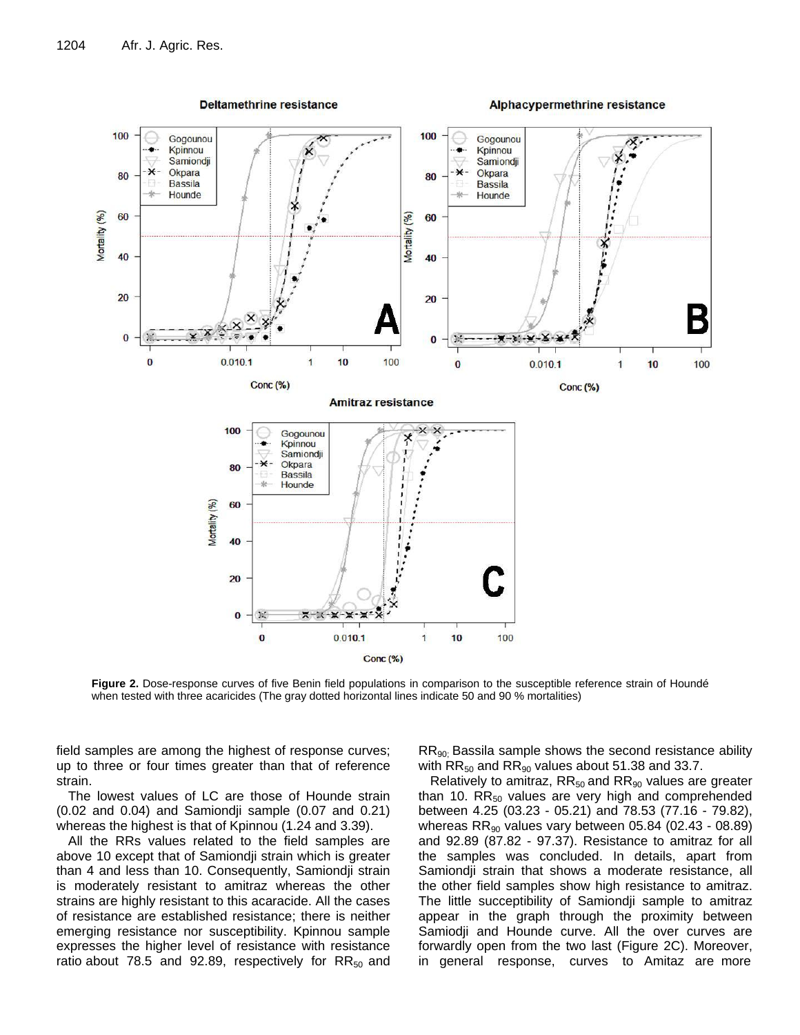**Figure 2.** Dose-response curves of five Benin field populations in comparison to the susceptible reference strain of Houndé when tested with three acaricides (The gray dotted horizontal lines indicate 50 and 90 % mortalities)

field samples are among the highest of response curves; up to three or four times greater than that of reference strain.

The lowest values of LC are those of Hounde strain (0.02 and 0.04) and Samiondji sample (0.07 and 0.21) whereas the highest is that of Kpinnou (1.24 and 3.39).

All the RRs values related to the field samples are above 10 except that of Samiondji strain which is greater than 4 and less than 10. Consequently, Samiondji strain is moderately resistant to amitraz whereas the other strains are highly resistant to this acaracide. All the cases of resistance are established resistance; there is neither emerging resistance nor susceptibility. Kpinnou sample expresses the higher level of resistance with resistance ratio about 78.5 and 92.89, respectively for $RR_{50}$ and $RR_{90;}$ Bassila sample shows the second resistance ability with $RR_{50}$ and $RR_{90}$ values about 51.38 and 33.7.

Relatively to amitraz, $RR_{50}$ and $RR_{90}$ values are greater than 10. $RR_{50}$ values are very high and comprehended between 4.25 (03.23 - 05.21) and 78.53 (77.16 - 79.82), whereas $RR_{90}$ values vary between 05.84 (02.43 - 08.89) and 92.89 (87.82 - 97.37). Resistance to amitraz for all the samples was concluded. In details, apart from Samiondji strain that shows a moderate resistance, all the other field samples show high resistance to amitraz. The little succeptibility of Samiondji sample to amitraz appear in the graph through the proximity between Samiodji and Hounde curve. All the over curves are forwardly open from the two last (Figure 2C). Moreover, in general response, curves to Amitaz are more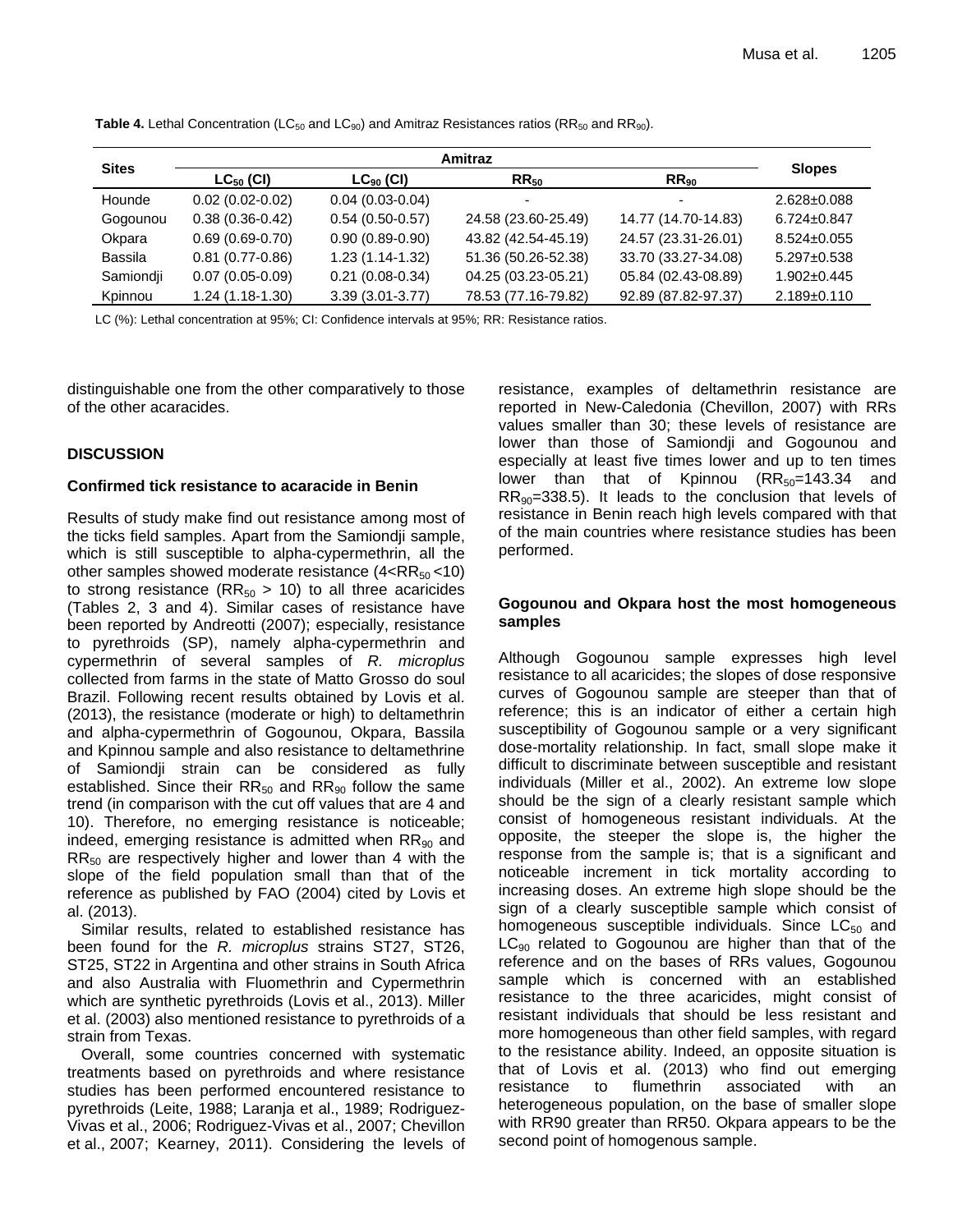**Table 4.** Lethal Concentration ($LC_{50}$ and $LC_{90}$) and Amitraz Resistances ratios ($RR_{50}$ and $RR_{90}$).

| Sites | Amitraz | | | | Slopes |
|---|---|---|---|---|---|
| | $LC_{50}$ (CI) | $LC_{90}$ (CI) | $RR_{50}$ | $RR_{90}$ | |
| Hounde | 0.02 (0.02-0.02) | 0.04 (0.03-0.04) | - | - | 2.628±0.088 |
| Gogounou | 0.38 (0.36-0.42) | 0.54 (0.50-0.57) | 24.58 (23.60-25.49) | 14.77 (14.70-14.83) | 6.724±0.847 |
| Okpara | 0.69 (0.69-0.70) | 0.90 (0.89-0.90) | 43.82 (42.54-45.19) | 24.57 (23.31-26.01) | 8.524±0.055 |
| Bassila | 0.81 (0.77-0.86) | 1.23 (1.14-1.32) | 51.36 (50.26-52.38) | 33.70 (33.27-34.08) | 5.297±0.538 |
| Samiondji | 0.07 (0.05-0.09) | 0.21 (0.08-0.34) | 04.25 (03.23-05.21) | 05.84 (02.43-08.89) | 1.902±0.445 |
| Kpinnou | 1.24 (1.18-1.30) | 3.39 (3.01-3.77) | 78.53 (77.16-79.82) | 92.89 (87.82-97.37) | 2.189±0.110 |

LC (%): Lethal concentration at 95%; CI: Confidence intervals at 95%; RR: Resistance ratios.

distinguishable one from the other comparatively to those of the other acaracides.

## DISCUSSION

### Confirmed tick resistance to acaracide in Benin

Results of study make find out resistance among most of the ticks field samples. Apart from the Samiondji sample, which is still susceptible to alpha-cypermethrin, all the other samples showed moderate resistance ($4<RR_{50}<10$) to strong resistance ($RR_{50} > 10$) to all three acaricides (Tables 2, 3 and 4). Similar cases of resistance have been reported by Andreotti (2007); especially, resistance to pyrethroids (SP), namely alpha-cypermethrin and cypermethrin of several samples of *R. microplus* collected from farms in the state of Matto Grosso do soul Brazil. Following recent results obtained by Lovis et al. (2013), the resistance (moderate or high) to deltamethrin and alpha-cypermethrin of Gogounou, Okpara, Bassila and Kpinnou sample and also resistance to deltamethrine of Samiondji strain can be considered as fully established. Since their $RR_{50}$ and $RR_{90}$ follow the same trend (in comparison with the cut off values that are 4 and 10). Therefore, no emerging resistance is noticeable; indeed, emerging resistance is admitted when $RR_{90}$ and $RR_{50}$ are respectively higher and lower than 4 with the slope of the field population small than that of the reference as published by FAO (2004) cited by Lovis et al. (2013).

Similar results, related to established resistance has been found for the *R. microplus* strains ST27, ST26, ST25, ST22 in Argentina and other strains in South Africa and also Australia with Fluomethrin and Cypermethrin which are synthetic pyrethroids (Lovis et al., 2013). Miller et al. (2003) also mentioned resistance to pyrethroids of a strain from Texas.

Overall, some countries concerned with systematic treatments based on pyrethroids and where resistance studies has been performed encountered resistance to pyrethroids (Leite, 1988; Laranja et al., 1989; Rodriguez-Vivas et al., 2006; Rodriguez-Vivas et al., 2007; Chevillon et al., 2007; Kearney, 2011). Considering the levels of resistance, examples of deltamethrin resistance are reported in New-Caledonia (Chevillon, 2007) with RRs values smaller than 30; these levels of resistance are lower than those of Samiondji and Gogounou and especially at least five times lower and up to ten times lower than that of Kpinnou ($RR_{50}$=143.34 and $RR_{90}$=338.5). It leads to the conclusion that levels of resistance in Benin reach high levels compared with that of the main countries where resistance studies has been performed.

### Gogounou and Okpara host the most homogeneous samples

Although Gogounou sample expresses high level resistance to all acaricides; the slopes of dose responsive curves of Gogounou sample are steeper than that of reference; this is an indicator of either a certain high susceptibility of Gogounou sample or a very significant dose-mortality relationship. In fact, small slope make it difficult to discriminate between susceptible and resistant individuals (Miller et al., 2002). An extreme low slope should be the sign of a clearly resistant sample which consist of homogeneous resistant individuals. At the opposite, the steeper the slope is, the higher the response from the sample is; that is a significant and noticeable increment in tick mortality according to increasing doses. An extreme high slope should be the sign of a clearly susceptible sample which consist of homogeneous susceptible individuals. Since $LC_{50}$ and $LC_{90}$ related to Gogounou are higher than that of the reference and on the bases of RRs values, Gogounou sample which is concerned with an established resistance to the three acaricides, might consist of resistant individuals that should be less resistant and more homogeneous than other field samples, with regard to the resistance ability. Indeed, an opposite situation is that of Lovis et al. (2013) who find out emerging resistance to flumethrin associated with an heterogeneous population, on the base of smaller slope with RR90 greater than RR50. Okpara appears to be the second point of homogenous sample.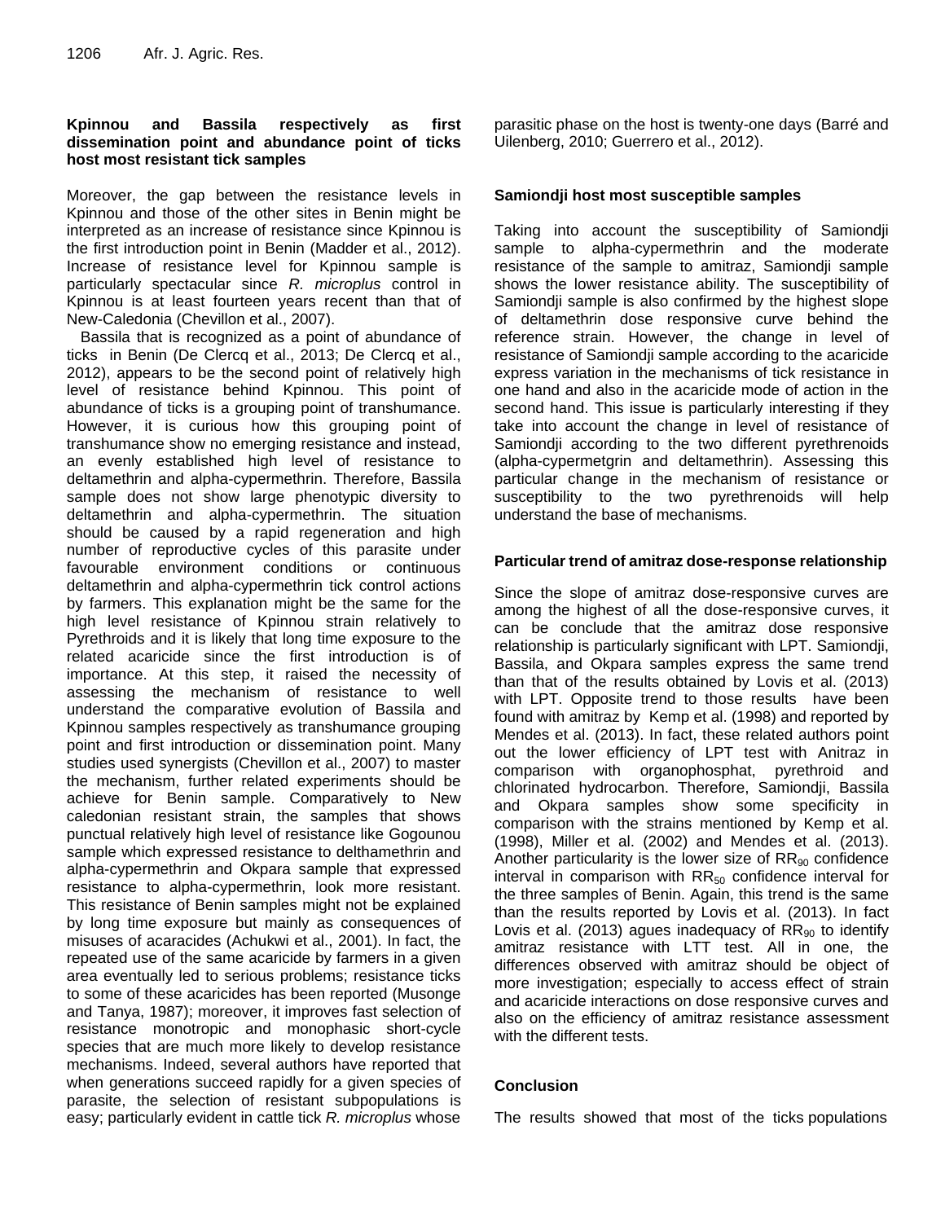**Kpinnou and Bassila respectively as first dissemination point and abundance point of ticks host most resistant tick samples**

Moreover, the gap between the resistance levels in Kpinnou and those of the other sites in Benin might be interpreted as an increase of resistance since Kpinnou is the first introduction point in Benin (Madder et al., 2012). Increase of resistance level for Kpinnou sample is particularly spectacular since *R. microplus* control in Kpinnou is at least fourteen years recent than that of New-Caledonia (Chevillon et al., 2007).

Bassila that is recognized as a point of abundance of ticks in Benin (De Clercq et al., 2013; De Clercq et al., 2012), appears to be the second point of relatively high level of resistance behind Kpinnou. This point of abundance of ticks is a grouping point of transhumance. However, it is curious how this grouping point of transhumance show no emerging resistance and instead, an evenly established high level of resistance to deltamethrin and alpha-cypermethrin. Therefore, Bassila sample does not show large phenotypic diversity to deltamethrin and alpha-cypermethrin. The situation should be caused by a rapid regeneration and high number of reproductive cycles of this parasite under favourable environment conditions or continuous deltamethrin and alpha-cypermethrin tick control actions by farmers. This explanation might be the same for the high level resistance of Kpinnou strain relatively to Pyrethroids and it is likely that long time exposure to the related acaricide since the first introduction is of importance. At this step, it raised the necessity of assessing the mechanism of resistance to well understand the comparative evolution of Bassila and Kpinnou samples respectively as transhumance grouping point and first introduction or dissemination point. Many studies used synergists (Chevillon et al., 2007) to master the mechanism, further related experiments should be achieve for Benin sample. Comparatively to New caledonian resistant strain, the samples that shows punctual relatively high level of resistance like Gogounou sample which expressed resistance to delthamethrin and alpha-cypermethrin and Okpara sample that expressed resistance to alpha-cypermethrin, look more resistant. This resistance of Benin samples might not be explained by long time exposure but mainly as consequences of misuses of acaracides (Achukwi et al., 2001). In fact, the repeated use of the same acaricide by farmers in a given area eventually led to serious problems; resistance ticks to some of these acaricides has been reported (Musonge and Tanya, 1987); moreover, it improves fast selection of resistance monotropic and monophasic short-cycle species that are much more likely to develop resistance mechanisms. Indeed, several authors have reported that when generations succeed rapidly for a given species of parasite, the selection of resistant subpopulations is easy; particularly evident in cattle tick *R. microplus* whose parasitic phase on the host is twenty-one days (Barré and Uilenberg, 2010; Guerrero et al., 2012).

**Samiondji host most susceptible samples**

Taking into account the susceptibility of Samiondji sample to alpha-cypermethrin and the moderate resistance of the sample to amitraz, Samiondji sample shows the lower resistance ability. The susceptibility of Samiondji sample is also confirmed by the highest slope of deltamethrin dose responsive curve behind the reference strain. However, the change in level of resistance of Samiondji sample according to the acaricide express variation in the mechanisms of tick resistance in one hand and also in the acaricide mode of action in the second hand. This issue is particularly interesting if they take into account the change in level of resistance of Samiondji according to the two different pyrethrenoids (alpha-cypermetgrin and deltamethrin). Assessing this particular change in the mechanism of resistance or susceptibility to the two pyrethrenoids will help understand the base of mechanisms.

**Particular trend of amitraz dose-response relationship**

Since the slope of amitraz dose-responsive curves are among the highest of all the dose-responsive curves, it can be conclude that the amitraz dose responsive relationship is particularly significant with LPT. Samiondji, Bassila, and Okpara samples express the same trend than that of the results obtained by Lovis et al. (2013) with LPT. Opposite trend to those results have been found with amitraz by Kemp et al. (1998) and reported by Mendes et al. (2013). In fact, these related authors point out the lower efficiency of LPT test with Anitraz in comparison with organophosphat, pyrethroid and chlorinated hydrocarbon. Therefore, Samiondji, Bassila and Okpara samples show some specificity in comparison with the strains mentioned by Kemp et al. (1998), Miller et al. (2002) and Mendes et al. (2013). Another particularity is the lower size of $RR_{90}$ confidence interval in comparison with $RR_{50}$ confidence interval for the three samples of Benin. Again, this trend is the same than the results reported by Lovis et al. (2013). In fact Lovis et al. (2013) agues inadequacy of $RR_{90}$ to identify amitraz resistance with LTT test. All in one, the differences observed with amitraz should be object of more investigation; especially to access effect of strain and acaricide interactions on dose responsive curves and also on the efficiency of amitraz resistance assessment with the different tests.

## Conclusion

The results showed that most of the ticks populations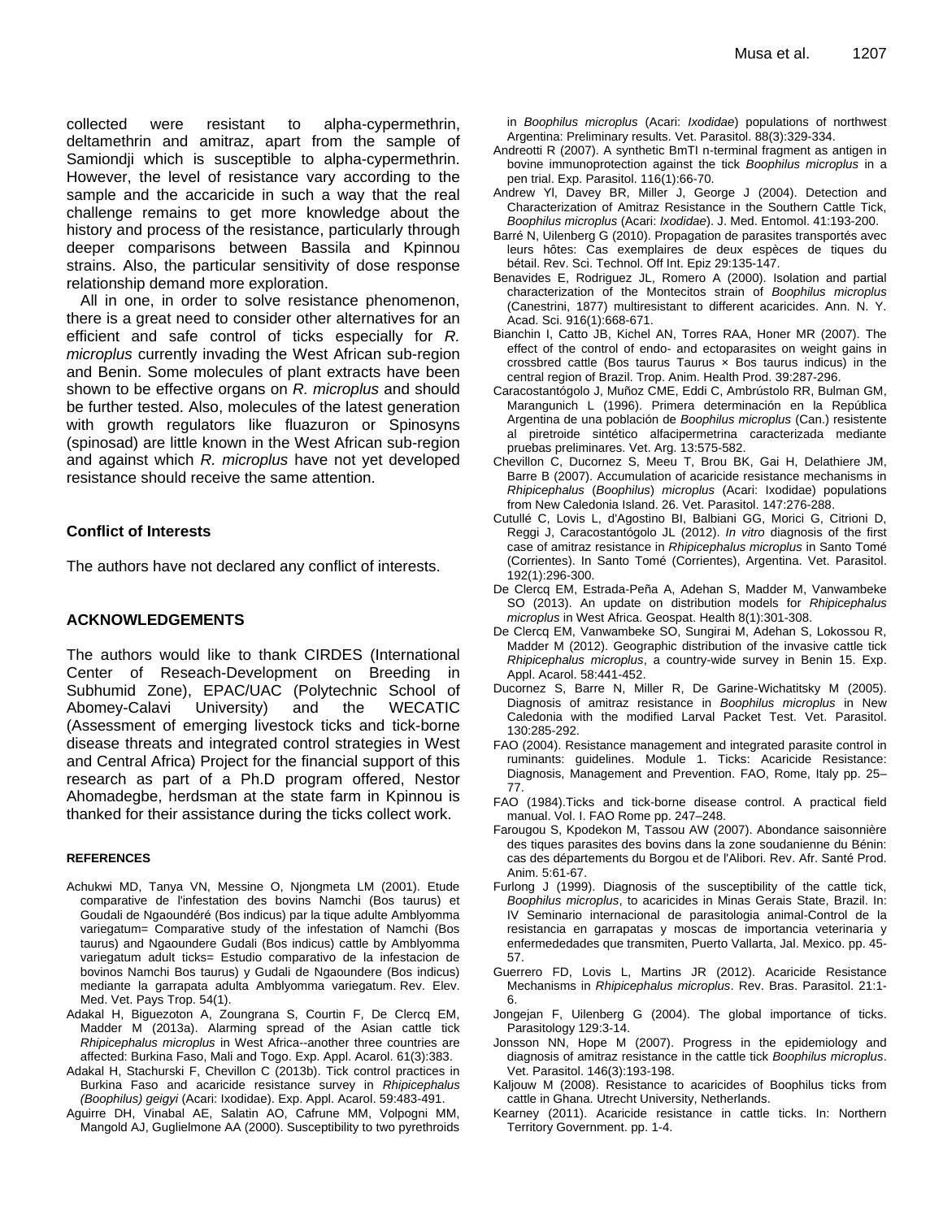collected were resistant to alpha-cypermethrin, deltamethrin and amitraz, apart from the sample of Samiondji which is susceptible to alpha-cypermethrin. However, the level of resistance vary according to the sample and the accaricide in such a way that the real challenge remains to get more knowledge about the history and process of the resistance, particularly through deeper comparisons between Bassila and Kpinnou strains. Also, the particular sensitivity of dose response relationship demand more exploration.

All in one, in order to solve resistance phenomenon, there is a great need to consider other alternatives for an efficient and safe control of ticks especially for *R. microplus* currently invading the West African sub-region and Benin. Some molecules of plant extracts have been shown to be effective organs on *R. microplus* and should be further tested. Also, molecules of the latest generation with growth regulators like fluazuron or Spinosyns (spinosad) are little known in the West African sub-region and against which *R. microplus* have not yet developed resistance should receive the same attention.

### Conflict of Interests

The authors have not declared any conflict of interests.

## ACKNOWLEDGEMENTS

The authors would like to thank CIRDES (International Center of Reseach-Development on Breeding in Subhumid Zone), EPAC/UAC (Polytechnic School of Abomey-Calavi University) and the WECATIC (Assessment of emerging livestock ticks and tick-borne disease threats and integrated control strategies in West and Central Africa) Project for the financial support of this research as part of a Ph.D program offered, Nestor Ahomadegbe, herdsman at the state farm in Kpinnou is thanked for their assistance during the ticks collect work.

## REFERENCES

Achukwi MD, Tanya VN, Messine O, Njongmeta LM (2001). Etude comparative de l'infestation des bovins Namchi (Bos taurus) et Goudali de Ngaoundéré (Bos indicus) par la tique adulte Amblyomma variegatum= Comparative study of the infestation of Namchi (Bos taurus) and Ngaoundere Gudali (Bos indicus) cattle by Amblyomma variegatum adult ticks= Estudio comparativo de la infestacion de bovinos Namchi Bos taurus) y Gudali de Ngaoundere (Bos indicus) mediante la garrapata adulta Amblyomma variegatum. Rev. Elev. Med. Vet. Pays Trop. 54(1).

Adakal H, Biguezoton A, Zoungrana S, Courtin F, De Clercq EM, Madder M (2013a). Alarming spread of the Asian cattle tick *Rhipicephalus microplus* in West Africa--another three countries are affected: Burkina Faso, Mali and Togo. Exp. Appl. Acarol. 61(3):383.

Adakal H, Stachurski F, Chevillon C (2013b). Tick control practices in Burkina Faso and acaricide resistance survey in *Rhipicephalus (Boophilus) geigyi* (Acari: Ixodidae). Exp. Appl. Acarol. 59:483-491.

Aguirre DH, Vinabal AE, Salatin AO, Cafrune MM, Volpogni MM, Mangold AJ, Guglielmone AA (2000). Susceptibility to two pyrethroids in *Boophilus microplus* (Acari: *Ixodidae*) populations of northwest Argentina: Preliminary results. Vet. Parasitol. 88(3):329-334.

Andreotti R (2007). A synthetic BmTI n-terminal fragment as antigen in bovine immunoprotection against the tick *Boophilus microplus* in a pen trial. Exp. Parasitol. 116(1):66-70.

Andrew Yl, Davey BR, Miller J, George J (2004). Detection and Characterization of Amitraz Resistance in the Southern Cattle Tick, *Boophilus microplus* (Acari: *Ixodidae*). J. Med. Entomol. 41:193-200.

Barré N, Uilenberg G (2010). Propagation de parasites transportés avec leurs hôtes: Cas exemplaires de deux espèces de tiques du bétail. Rev. Sci. Technol. Off Int. Epiz 29:135-147.

Benavides E, Rodriguez JL, Romero A (2000). Isolation and partial characterization of the Montecitos strain of *Boophilus microplus* (Canestrini, 1877) multiresistant to different acaricides. Ann. N. Y. Acad. Sci. 916(1):668-671.

Bianchin I, Catto JB, Kichel AN, Torres RAA, Honer MR (2007). The effect of the control of endo- and ectoparasites on weight gains in crossbred cattle (Bos taurus Taurus × Bos taurus indicus) in the central region of Brazil. Trop. Anim. Health Prod. 39:287-296.

Caracostantógolo J, Muñoz CME, Eddi C, Ambrústolo RR, Bulman GM, Marangunich L (1996). Primera determinación en la República Argentina de una población de *Boophilus microplus* (Can.) resistente al piretroide sintético alfacipermetrina caracterizada mediante pruebas preliminares. Vet. Arg. 13:575-582.

Chevillon C, Ducornez S, Meeu T, Brou BK, Gai H, Delathiere JM, Barre B (2007). Accumulation of acaricide resistance mechanisms in *Rhipicephalus* (*Boophilus*) *microplus* (Acari: Ixodidae) populations from New Caledonia Island. 26. Vet. Parasitol. 147:276-288.

Cutullé C, Lovis L, d'Agostino BI, Balbiani GG, Morici G, Citrioni D, Reggi J, Caracostantógolo JL (2012). *In vitro* diagnosis of the first case of amitraz resistance in *Rhipicephalus microplus* in Santo Tomé (Corrientes). In Santo Tomé (Corrientes), Argentina. Vet. Parasitol. 192(1):296-300.

De Clercq EM, Estrada-Peña A, Adehan S, Madder M, Vanwambeke SO (2013). An update on distribution models for *Rhipicephalus microplus* in West Africa. Geospat. Health 8(1):301-308.

De Clercq EM, Vanwambeke SO, Sungirai M, Adehan S, Lokossou R, Madder M (2012). Geographic distribution of the invasive cattle tick *Rhipicephalus microplus*, a country-wide survey in Benin 15. Exp. Appl. Acarol. 58:441-452.

Ducornez S, Barre N, Miller R, De Garine-Wichatitsky M (2005). Diagnosis of amitraz resistance in *Boophilus microplus* in New Caledonia with the modified Larval Packet Test. Vet. Parasitol. 130:285-292.

FAO (2004). Resistance management and integrated parasite control in ruminants: guidelines. Module 1. Ticks: Acaricide Resistance: Diagnosis, Management and Prevention. FAO, Rome, Italy pp. 25–77.

FAO (1984).Ticks and tick-borne disease control. A practical field manual. Vol. I. FAO Rome pp. 247–248.

Farougou S, Kpodekon M, Tassou AW (2007). Abondance saisonnière des tiques parasites des bovins dans la zone soudanienne du Bénin: cas des départements du Borgou et de l'Alibori. Rev. Afr. Santé Prod. Anim. 5:61-67.

Furlong J (1999). Diagnosis of the susceptibility of the cattle tick, *Boophilus microplus*, to acaricides in Minas Gerais State, Brazil. In: IV Seminario internacional de parasitologia animal-Control de la resistancia en garrapatas y moscas de importancia veterinaria y enfermededades que transmiten, Puerto Vallarta, Jal. Mexico. pp. 45-57.

Guerrero FD, Lovis L, Martins JR (2012). Acaricide Resistance Mechanisms in *Rhipicephalus microplus*. Rev. Bras. Parasitol. 21:1-6.

Jongejan F, Uilenberg G (2004). The global importance of ticks. Parasitology 129:3-14.

Jonsson NN, Hope M (2007). Progress in the epidemiology and diagnosis of amitraz resistance in the cattle tick *Boophilus microplus*. Vet. Parasitol. 146(3):193-198.

Kaljouw M (2008). Resistance to acaricides of Boophilus ticks from cattle in Ghana. Utrecht University, Netherlands.

Kearney (2011). Acaricide resistance in cattle ticks. In: Northern Territory Government. pp. 1-4.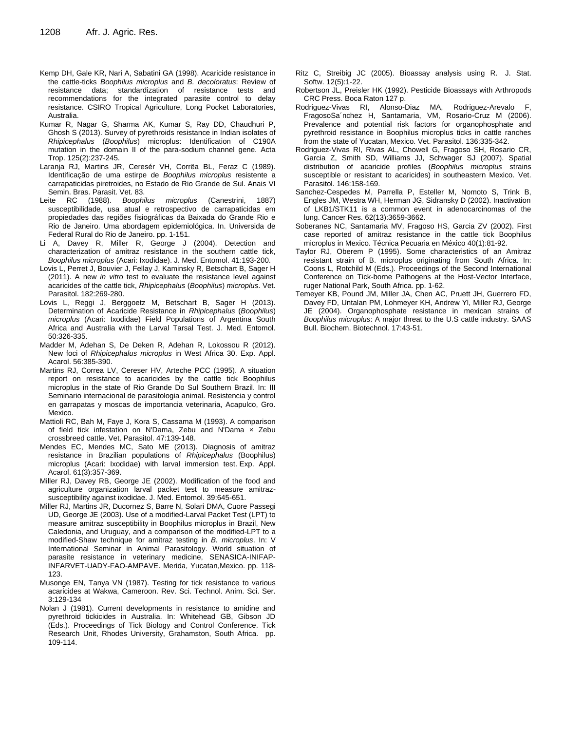Kemp DH, Gale KR, Nari A, Sabatini GA (1998). Acaricide resistance in the cattle-ticks *Boophilus microplus* and *B. decoloratus*: Review of resistance data; standardization of resistance tests and recommendations for the integrated parasite control to delay resistance. CSIRO Tropical Agriculture, Long Pocket Laboratories, Australia.

Kumar R, Nagar G, Sharma AK, Kumar S, Ray DD, Chaudhuri P, Ghosh S (2013). Survey of pyrethroids resistance in Indian isolates of *Rhipicephalus* (*Boophilus*) microplus: Identification of C190A mutation in the domain II of the para-sodium channel gene. Acta Trop. 125(2):237-245.

Laranja RJ, Martins JR, Ceresér VH, Corrêa BL, Feraz C (1989). Identificação de uma estirpe de *Boophilus microplus* resistente a carrapaticidas piretroides, no Estado de Rio Grande de Sul. Anais VI Semin. Bras. Parasit. Vet. 83.

Leite RC (1988). *Boophilus microplus* (Canestrini, 1887) susceptibilidade, usa atual e retrospectivo de carrapaticidas em propiedades das regiões fisiográficas da Baixada do Grande Rio e Rio de Janeiro. Uma abordagem epidemiológica. In. Universida de Federal Rural do Rio de Janeiro. pp. 1-151.

Li A, Davey R, Miller R, George J (2004). Detection and characterization of amitraz resistance in the southern cattle tick, *Boophilus microplus* (Acari: Ixodidae). J. Med. Entomol. 41:193-200.

Lovis L, Perret J, Bouvier J, Fellay J, Kaminsky R, Betschart B, Sager H (2011). A new *in vitro* test to evaluate the resistance level against acaricides of the cattle tick, *Rhipicephalus* (*Boophilus*) *microplus*. Vet. Parasitol. 182:269-280.

Lovis L, Reggi J, Berggoetz M, Betschart B, Sager H (2013). Determination of Acaricide Resistance in *Rhipicephalus* (*Boophilus*) *microplus* (Acari: Ixodidae) Field Populations of Argentina South Africa and Australia with the Larval Tarsal Test. J. Med. Entomol. 50:326-335.

Madder M, Adehan S, De Deken R, Adehan R, Lokossou R (2012). New foci of *Rhipicephalus microplus* in West Africa 30. Exp. Appl. Acarol. 56:385-390.

Martins RJ, Correa LV, Cereser HV, Arteche PCC (1995). A situation report on resistance to acaricides by the cattle tick Boophilus microplus in the state of Rio Grande Do Sul Southern Brazil. In: III Seminario internacional de parasitologia animal. Resistencia y control en garrapatas y moscas de importancia veterinaria, Acapulco, Gro. Mexico.

Mattioli RC, Bah M, Faye J, Kora S, Cassama M (1993). A comparison of field tick infestation on N'Dama, Zebu and N'Dama × Zebu crossbreed cattle. Vet. Parasitol. 47:139-148.

Mendes EC, Mendes MC, Sato ME (2013). Diagnosis of amitraz resistance in Brazilian populations of *Rhipicephalus* (Boophilus) microplus (Acari: Ixodidae) with larval immersion test. Exp. Appl. Acarol. 61(3):357-369.

Miller RJ, Davey RB, George JE (2002). Modification of the food and agriculture organization larval packet test to measure amitraz-susceptibility against ixodidae. J. Med. Entomol. 39:645-651.

Miller RJ, Martins JR, Ducornez S, Barre N, Solari DMA, Cuore Passegi UD, George JE (2003). Use of a modified-Larval Packet Test (LPT) to measure amitraz susceptibility in Boophilus microplus in Brazil, New Caledonia, and Uruguay, and a comparison of the modified-LPT to a modified-Shaw technique for amitraz testing in *B. microplus*. In: V International Seminar in Animal Parasitology. World situation of parasite resistance in veterinary medicine, SENASICA-INIFAP-INFARVET-UADY-FAO-AMPAVE. Merida, Yucatan,Mexico. pp. 118-123.

Musonge EN, Tanya VN (1987). Testing for tick resistance to various acaricides at Wakwa, Cameroon. Rev. Sci. Technol. Anim. Sci. Ser. 3:129-134

Nolan J (1981). Current developments in resistance to amidine and pyrethroid tickicides in Australia. In: Whitehead GB, Gibson JD (Eds.). Proceedings of Tick Biology and Control Conference. Tick Research Unit, Rhodes University, Grahamston, South Africa. pp. 109-114.

Ritz C, Streibig JC (2005). Bioassay analysis using R. J. Stat. Softw. 12(5):1-22.

Robertson JL, Preisler HK (1992). Pesticide Bioassays with Arthropods CRC Press. Boca Raton 127 p.

Rodriguez-Vivas RI, Alonso-Diaz MA, Rodriguez-Arevalo F, FragosoSa´nchez H, Santamaria, VM, Rosario-Cruz M (2006). Prevalence and potential risk factors for organophosphate and pyrethroid resistance in Boophilus microplus ticks in cattle ranches from the state of Yucatan, Mexico. Vet. Parasitol. 136:335-342.

Rodriguez-Vivas RI, Rivas AL, Chowell G, Fragoso SH, Rosario CR, Garcia Z, Smith SD, Williams JJ, Schwager SJ (2007). Spatial distribution of acaricide profiles (*Boophilus microplus* strains susceptible or resistant to acaricides) in southeastern Mexico. Vet. Parasitol. 146:158-169.

Sanchez-Cespedes M, Parrella P, Esteller M, Nomoto S, Trink B, Engles JM, Westra WH, Herman JG, Sidransky D (2002). Inactivation of LKB1/STK11 is a common event in adenocarcinomas of the lung. Cancer Res. 62(13):3659-3662.

Soberanes NC, Santamaria MV, Fragoso HS, Garcia ZV (2002). First case reported of amitraz resistance in the cattle tick Boophilus microplus in Mexico. Técnica Pecuaria en México 40(1):81-92.

Taylor RJ, Oberem P (1995). Some characteristics of an Amitraz resistant strain of B. microplus originating from South Africa. In: Coons L, Rotchild M (Eds.). Proceedings of the Second International Conference on Tick-borne Pathogens at the Host-Vector Interface, ruger National Park, South Africa. pp. 1-62.

Temeyer KB, Pound JM, Miller JA, Chen AC, Pruett JH, Guerrero FD, Davey FD, Untalan PM, Lohmeyer KH, Andrew Yl, Miller RJ, George JE (2004). Organophosphate resistance in mexican strains of *Boophilus microplus*: A major threat to the U.S cattle industry. SAAS Bull. Biochem. Biotechnol. 17:43-51.